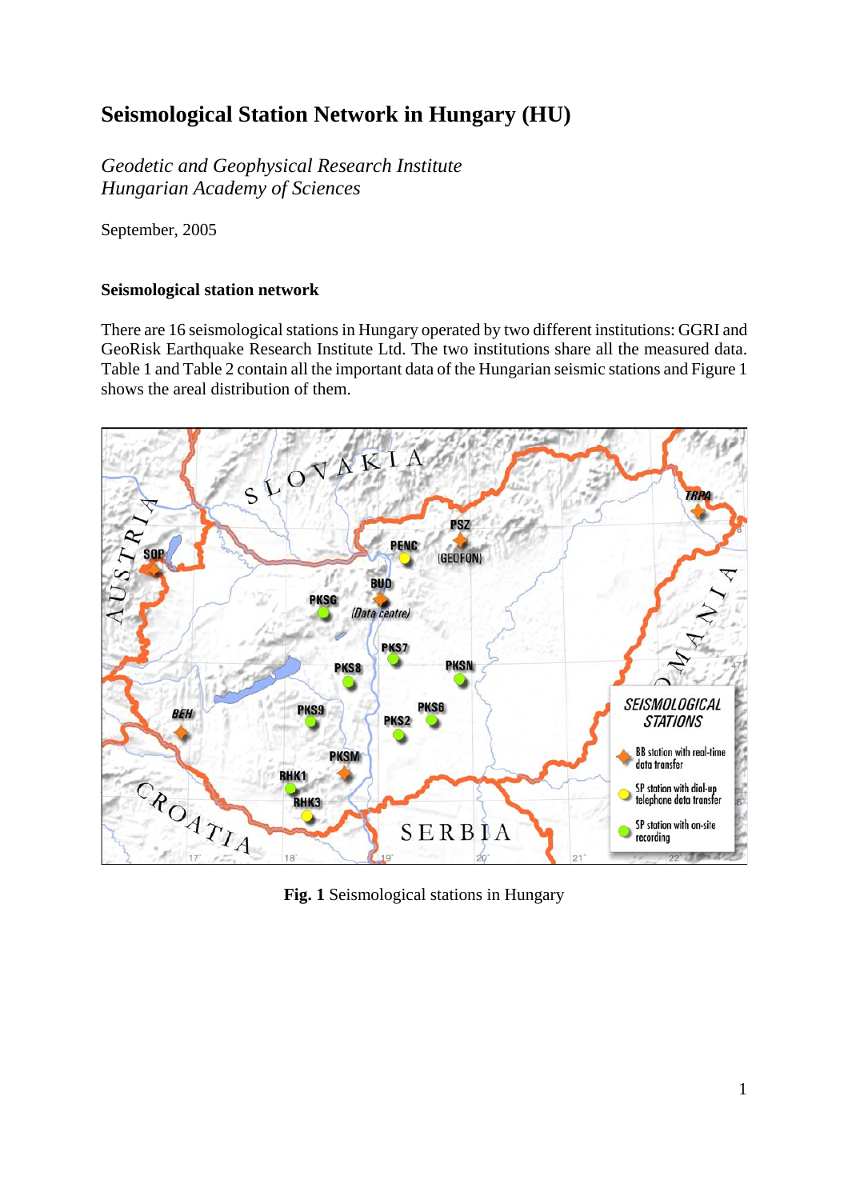# Seismological Station Network in Hungary (HU)

*Geodetic and Geophysical Research Institute*
*Hungarian Academy of Sciences*

September, 2005

### Seismological station network

There are 16 seismological stations in Hungary operated by two different institutions: GGRI and GeoRisk Earthquake Research Institute Ltd. The two institutions share all the measured data. Table 1 and Table 2 contain all the important data of the Hungarian seismic stations and Figure 1 shows the areal distribution of them.

**Fig. 1** Seismological stations in Hungary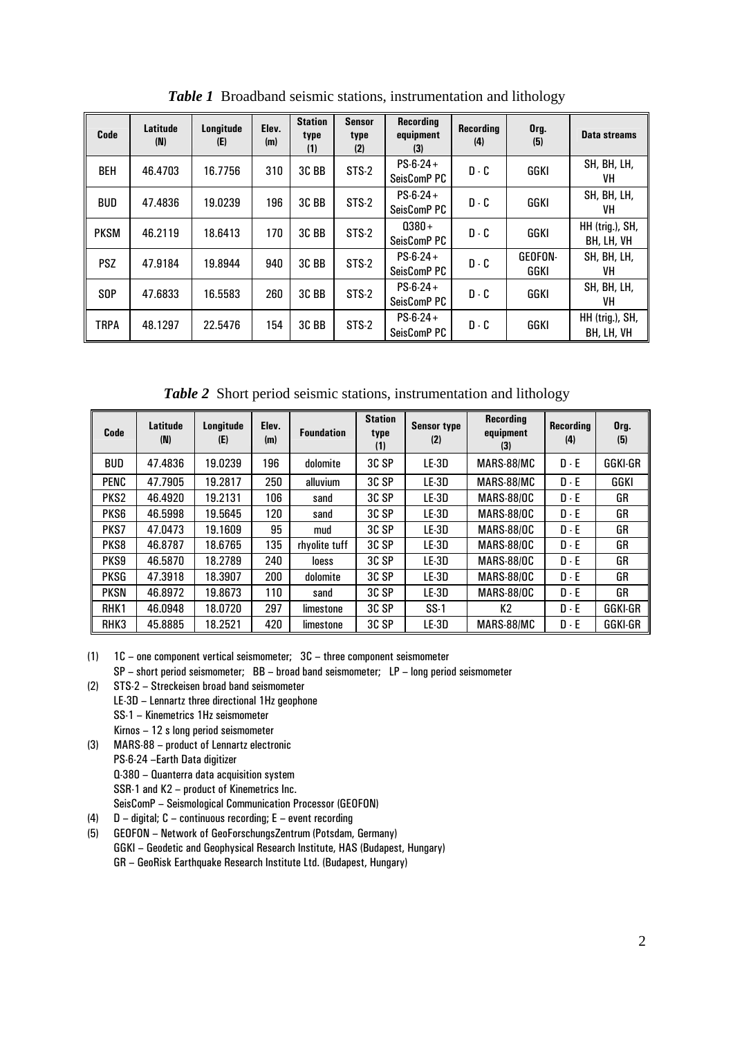***Table 1*** Broadband seismic stations, instrumentation and lithology

| Code | Latitude (N) | Longitude (E) | Elev. (m) | Station type (1) | Sensor type (2) | Recording equipment (3) | Recording (4) | Org. (5) | Data streams |
|---|---|---|---|---|---|---|---|---|---|
| BEH | 46.4703 | 16.7756 | 310 | 3C BB | STS-2 | PS-6-24 + SeisComP PC | D - C | GGKI | SH, BH, LH, VH |
| BUD | 47.4836 | 19.0239 | 196 | 3C BB | STS-2 | PS-6-24 + SeisComP PC | D - C | GGKI | SH, BH, LH, VH |
| PKSM | 46.2119 | 18.6413 | 170 | 3C BB | STS-2 | Q380 + SeisComP PC | D - C | GGKI | HH (trig.), SH, BH, LH, VH |
| PSZ | 47.9184 | 19.8944 | 940 | 3C BB | STS-2 | PS-6-24 + SeisComP PC | D - C | GEOFON-GGKI | SH, BH, LH, VH |
| SOP | 47.6833 | 16.5583 | 260 | 3C BB | STS-2 | PS-6-24 + SeisComP PC | D - C | GGKI | SH, BH, LH, VH |
| TRPA | 48.1297 | 22.5476 | 154 | 3C BB | STS-2 | PS-6-24 + SeisComP PC | D - C | GGKI | HH (trig.), SH, BH, LH, VH |

***Table 2*** Short period seismic stations, instrumentation and lithology

| Code | Latitude (N) | Longitude (E) | Elev. (m) | Foundation | Station type (1) | Sensor type (2) | Recording equipment (3) | Recording (4) | Org. (5) |
|---|---|---|---|---|---|---|---|---|---|
| BUD | 47.4836 | 19.0239 | 196 | dolomite | 3C SP | LE-3D | MARS-88/MC | D - E | GGKI-GR |
| PENC | 47.7905 | 19.2817 | 250 | alluvium | 3C SP | LE-3D | MARS-88/MC | D - E | GGKI |
| PKS2 | 46.4920 | 19.2131 | 106 | sand | 3C SP | LE-3D | MARS-88/OC | D - E | GR |
| PKS6 | 46.5998 | 19.5645 | 120 | sand | 3C SP | LE-3D | MARS-88/OC | D - E | GR |
| PKS7 | 47.0473 | 19.1609 | 95 | mud | 3C SP | LE-3D | MARS-88/OC | D - E | GR |
| PKS8 | 46.8787 | 18.6765 | 135 | rhyolite tuff | 3C SP | LE-3D | MARS-88/OC | D - E | GR |
| PKS9 | 46.5870 | 18.2789 | 240 | loess | 3C SP | LE-3D | MARS-88/OC | D - E | GR |
| PKSG | 47.3918 | 18.3907 | 200 | dolomite | 3C SP | LE-3D | MARS-88/OC | D - E | GR |
| PKSN | 46.8972 | 19.8673 | 110 | sand | 3C SP | LE-3D | MARS-88/OC | D - E | GR |
| RHK1 | 46.0948 | 18.0720 | 297 | limestone | 3C SP | SS-1 | K2 | D - E | GGKI-GR |
| RHK3 | 45.8885 | 18.2521 | 420 | limestone | 3C SP | LE-3D | MARS-88/MC | D - E | GGKI-GR |

(1) 1C – one component vertical seismometer; 3C – three component seismometer
SP – short period seismometer; BB – broad band seismometer; LP – long period seismometer

(2) STS-2 – Streckeisen broad band seismometer
LE-3D – Lennartz three directional 1Hz geophone
SS-1 – Kinemetrics 1Hz seismometer
Kirnos – 12 s long period seismometer

(3) MARS-88 – product of Lennartz electronic
PS-6-24 –Earth Data digitizer
Q-380 – Quanterra data acquisition system
SSR-1 and K2 – product of Kinemetrics Inc.
SeisComP – Seismological Communication Processor (GEOFON)

(4) D – digital; C – continuous recording; E – event recording

(5) GEOFON – Network of GeoForschungsZentrum (Potsdam, Germany)
GGKI – Geodetic and Geophysical Research Institute, HAS (Budapest, Hungary)
GR – GeoRisk Earthquake Research Institute Ltd. (Budapest, Hungary)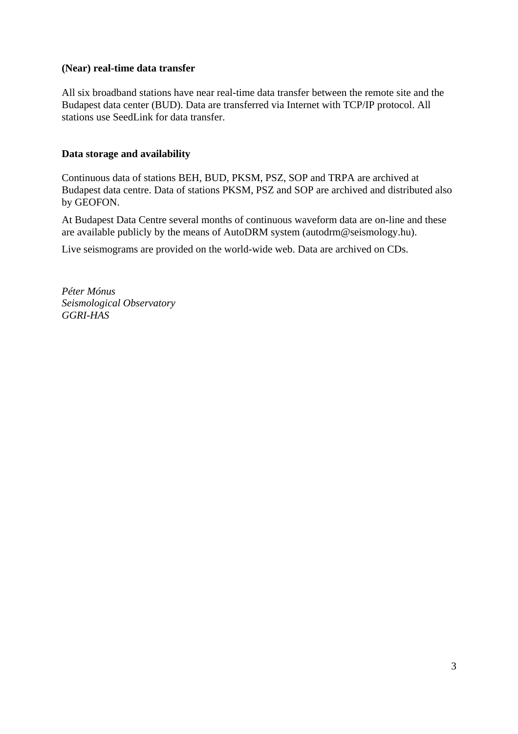**(Near) real-time data transfer**

All six broadband stations have near real-time data transfer between the remote site and the Budapest data center (BUD). Data are transferred via Internet with TCP/IP protocol. All stations use SeedLink for data transfer.

**Data storage and availability**

Continuous data of stations BEH, BUD, PKSM, PSZ, SOP and TRPA are archived at Budapest data centre. Data of stations PKSM, PSZ and SOP are archived and distributed also by GEOFON.

At Budapest Data Centre several months of continuous waveform data are on-line and these are available publicly by the means of AutoDRM system (autodrm@seismology.hu).

Live seismograms are provided on the world-wide web. Data are archived on CDs.

*Péter Mónus*
*Seismological Observatory*
*GGRI-HAS*